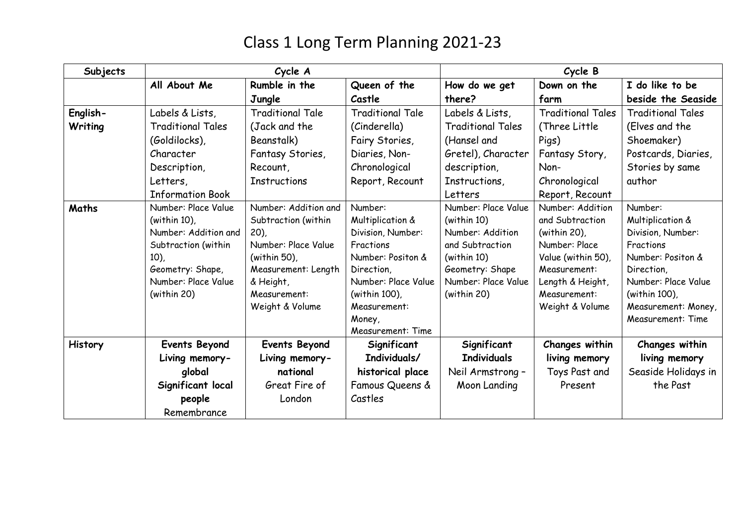# Class 1 Long Term Planning 2021-23

| Subjects | Cycle A | | | Cycle B | | |
|---|---|---|---|---|---|---|
| | **All About Me** | **Rumble in the Jungle** | **Queen of the Castle** | **How do we get there?** | **Down on the farm** | **I do like to be beside the Seaside** |
| **English-Writing** | Labels & Lists, Traditional Tales (Goldilocks), Character Description, Letters, Information Book | Traditional Tale (Jack and the Beanstalk) Fantasy Stories, Recount, Instructions | Traditional Tale (Cinderella) Fairy Stories, Diaries, Non-Chronological Report, Recount | Labels & Lists, Traditional Tales (Hansel and Gretel), Character description, Instructions, Letters | Traditional Tales (Three Little Pigs) Fantasy Story, Non-Chronological Report, Recount | Traditional Tales (Elves and the Shoemaker) Postcards, Diaries, Stories by same author |
| **Maths** | Number: Place Value (within 10), Number: Addition and Subtraction (within 10), Geometry: Shape, Number: Place Value (within 20) | Number: Addition and Subtraction (within 20), Number: Place Value (within 50), Measurement: Length & Height, Measurement: Weight & Volume | Number: Multiplication & Division, Number: Fractions Number: Positon & Direction, Number: Place Value (within 100), Measurement: Money, Measurement: Time | Number: Place Value (within 10) Number: Addition and Subtraction (within 10) Geometry: Shape Number: Place Value (within 20) | Number: Addition and Subtraction (within 20), Number: Place Value (within 50), Measurement: Length & Height, Measurement: Weight & Volume | Number: Multiplication & Division, Number: Fractions Number: Positon & Direction, Number: Place Value (within 100), Measurement: Money, Measurement: Time |
| **History** | **Events Beyond Living memory- global Significant local people** Remembrance | **Events Beyond Living memory- national** Great Fire of London | **Significant Individuals/ historical place** Famous Queens & Castles | **Significant Individuals** Neil Armstrong – Moon Landing | **Changes within living memory** Toys Past and Present | **Changes within living memory** Seaside Holidays in the Past |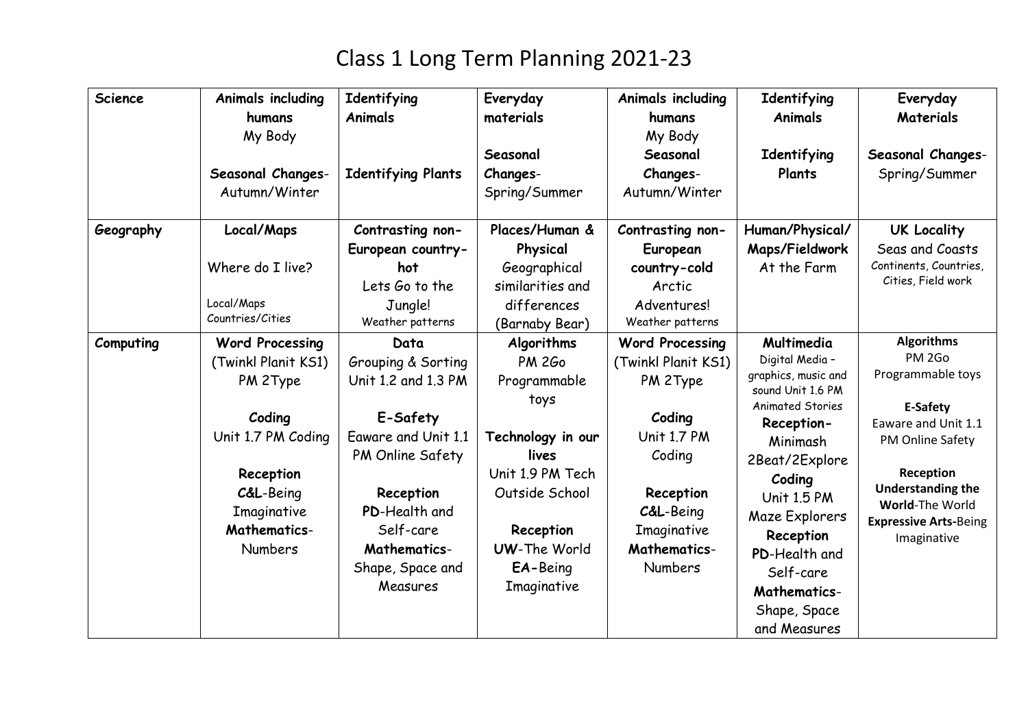# Class 1 Long Term Planning 2021-23

| | | | | | | |
|---|---|---|---|---|---|---|
| **Science** | **Animals including humans** My Body **Seasonal Changes**- Autumn/Winter | **Identifying Animals** **Identifying Plants** | **Everyday materials** **Seasonal Changes**- Spring/Summer | **Animals including humans** My Body **Seasonal Changes**- Autumn/Winter | **Identifying Animals** **Identifying Plants** | **Everyday Materials** **Seasonal Changes**- Spring/Summer |
| **Geography** | **Local/Maps** Where do I live? Local/Maps Countries/Cities | **Contrasting non-European country-hot** Lets Go to the Jungle! Weather patterns | **Places/Human & Physical** Geographical similarities and differences (Barnaby Bear) | **Contrasting non-European country-cold** Arctic Adventures! Weather patterns | **Human/Physical/ Maps/Fieldwork** At the Farm | **UK Locality** Seas and Coasts Continents, Countries, Cities, Field work |
| **Computing** | **Word Processing** (Twinkl Planit KS1) PM 2Type **Coding** Unit 1.7 PM Coding **Reception** **C&L**-Being Imaginative **Mathematics**- Numbers | **Data** Grouping & Sorting Unit 1.2 and 1.3 PM **E-Safety** Eaware and Unit 1.1 PM Online Safety **Reception** **PD**-Health and Self-care **Mathematics**- Shape, Space and Measures | **Algorithms** PM 2Go Programmable toys **Technology in our lives** Unit 1.9 PM Tech Outside School **Reception** **UW**-The World **EA-**Being Imaginative | **Word Processing** (Twinkl Planit KS1) PM 2Type **Coding** Unit 1.7 PM Coding **Reception** **C&L**-Being Imaginative **Mathematics**- Numbers | **Multimedia** Digital Media – graphics, music and sound Unit 1.6 PM Animated Stories **Reception-** Minimash 2Beat/2Explore **Coding** Unit 1.5 PM Maze Explorers **Reception** **PD**-Health and Self-care **Mathematics**- Shape, Space and Measures | **Algorithms** PM 2Go Programmable toys **E-Safety** Eaware and Unit 1.1 PM Online Safety **Reception** **Understanding the World**-The World **Expressive Arts-**Being Imaginative |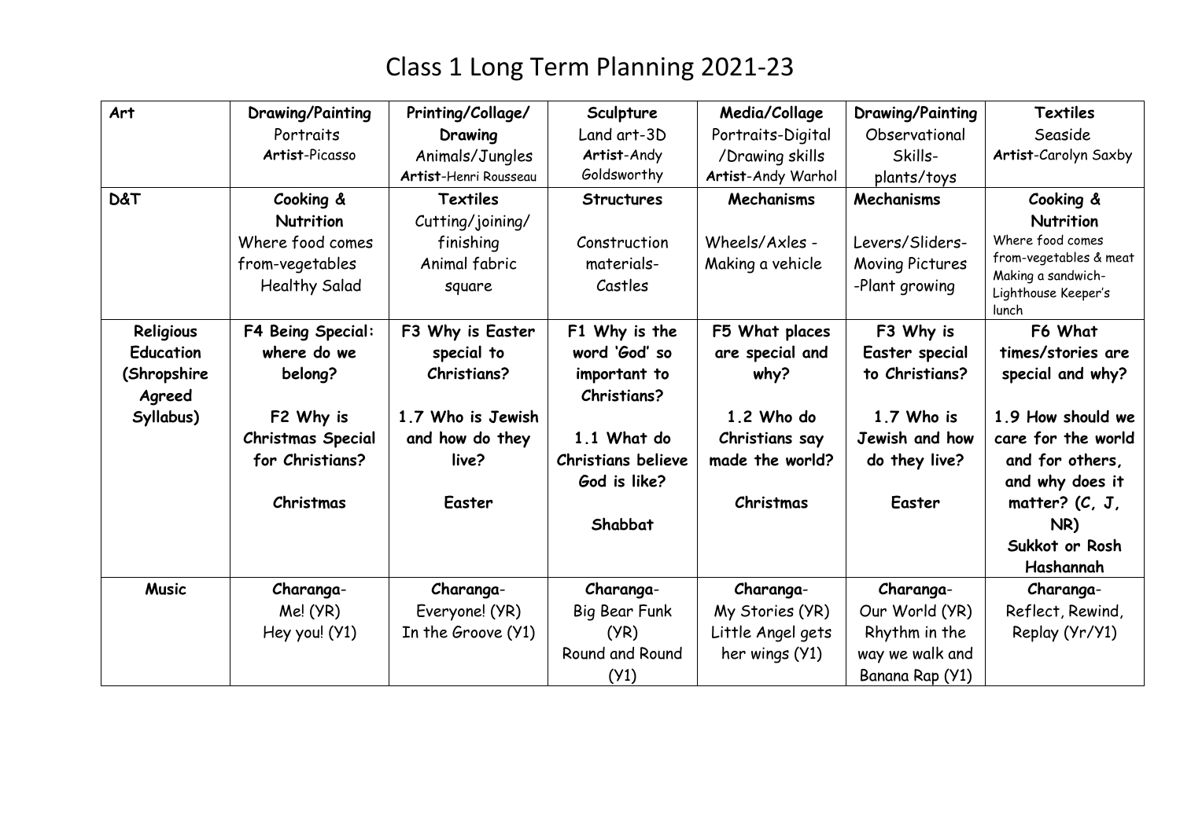# Class 1 Long Term Planning 2021-23

| Art | **Drawing/Painting**<br>Portraits<br>**Artist**-Picasso | **Printing/Collage/ Drawing**<br>Animals/Jungles<br>**Artist**-Henri Rousseau | **Sculpture**<br>Land art-3D<br>**Artist**-Andy Goldsworthy | **Media/Collage**<br>Portraits-Digital /Drawing skills<br>**Artist**-Andy Warhol | **Drawing/Painting**<br>Observational Skills-plants/toys | **Textiles**<br>Seaside<br>**Artist**-Carolyn Saxby |
|---|---|---|---|---|---|---|
| **D&T** | **Cooking & Nutrition**<br>Where food comes from-vegetables<br>Healthy Salad | **Textiles**<br>Cutting/joining/ finishing<br>Animal fabric square | **Structures**<br>Construction materials-Castles | **Mechanisms**<br>Wheels/Axles - Making a vehicle | **Mechanisms**<br>Levers/Sliders-Moving Pictures -Plant growing | **Cooking & Nutrition**<br>Where food comes from-vegetables & meat<br>Making a sandwich-Lighthouse Keeper's lunch |
| **Religious Education (Shropshire Agreed Syllabus)** | **F4 Being Special: where do we belong?**<br><br>**F2 Why is Christmas Special for Christians?**<br><br>**Christmas** | **F3 Why is Easter special to Christians?**<br><br>**1.7 Who is Jewish and how do they live?**<br><br>**Easter** | **F1 Why is the word 'God' so important to Christians?**<br><br>**1.1 What do Christians believe God is like?**<br><br>**Shabbat** | **F5 What places are special and why?**<br><br>**1.2 Who do Christians say made the world?**<br><br>**Christmas** | **F3 Why is Easter special to Christians?**<br><br>**1.7 Who is Jewish and how do they live?**<br><br>**Easter** | **F6 What times/stories are special and why?**<br><br>**1.9 How should we care for the world and for others, and why does it matter? (C, J, NR)**<br>**Sukkot or Rosh Hashannah** |
| **Music** | **Charanga**-<br>Me! (YR)<br>Hey you! (Y1) | **Charanga**-<br>Everyone! (YR)<br>In the Groove (Y1) | **Charanga**-<br>Big Bear Funk (YR)<br>Round and Round (Y1) | **Charanga**-<br>My Stories (YR)<br>Little Angel gets her wings (Y1) | **Charanga**-<br>Our World (YR)<br>Rhythm in the way we walk and Banana Rap (Y1) | **Charanga**-<br>Reflect, Rewind, Replay (Yr/Y1) |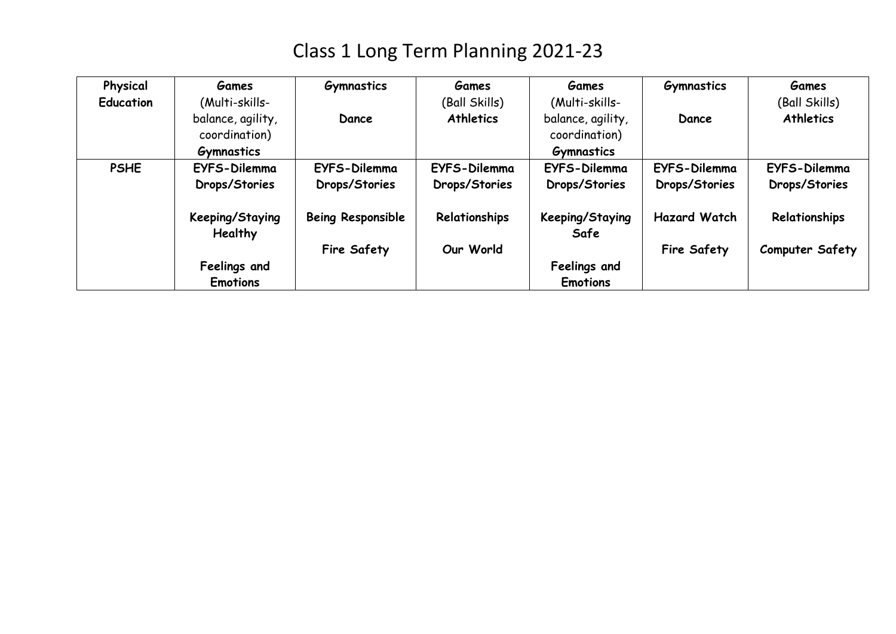# Class 1 Long Term Planning 2021-23

| | | | | | | |
|---|---|---|---|---|---|---|
| **Physical Education** | **Games** (Multi-skills- balance, agility, coordination) **Gymnastics** | **Gymnastics** **Dance** | **Games** (Ball Skills) **Athletics** | **Games** (Multi-skills- balance, agility, coordination) **Gymnastics** | **Gymnastics** **Dance** | **Games** (Ball Skills) **Athletics** |
| **PSHE** | **EYFS-Dilemma Drops/Stories** **Keeping/Staying Healthy** **Feelings and Emotions** | **EYFS-Dilemma Drops/Stories** **Being Responsible** **Fire Safety** | **EYFS-Dilemma Drops/Stories** **Relationships** **Our World** | **EYFS-Dilemma Drops/Stories** **Keeping/Staying Safe** **Feelings and Emotions** | **EYFS-Dilemma Drops/Stories** **Hazard Watch** **Fire Safety** | **EYFS-Dilemma Drops/Stories** **Relationships** **Computer Safety** |